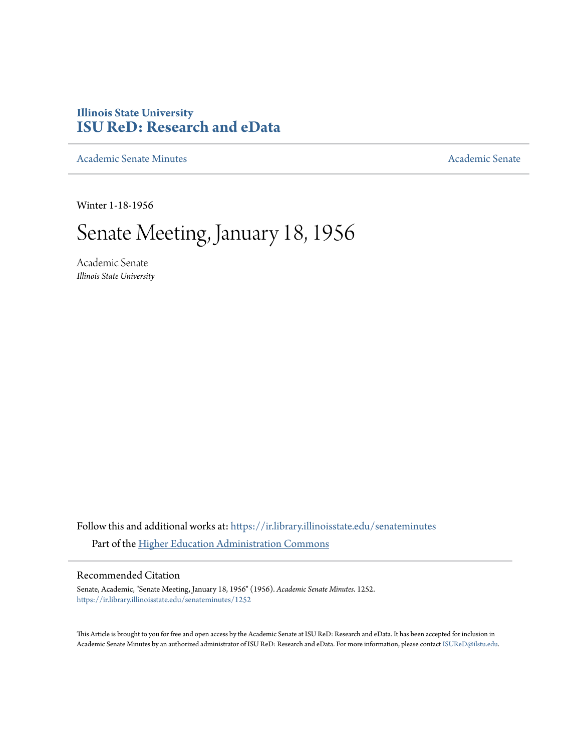**Illinois State University**
**ISU ReD: Research and eData**

Academic Senate Minutes | Academic Senate

Winter 1-18-1956

# Senate Meeting, January 18, 1956

Academic Senate
*Illinois State University*

Follow this and additional works at: https://ir.library.illinoisstate.edu/senateminutes

Part of the Higher Education Administration Commons

## Recommended Citation

Senate, Academic, "Senate Meeting, January 18, 1956" (1956). *Academic Senate Minutes*. 1252.
https://ir.library.illinoisstate.edu/senateminutes/1252

This Article is brought to you for free and open access by the Academic Senate at ISU ReD: Research and eData. It has been accepted for inclusion in Academic Senate Minutes by an authorized administrator of ISU ReD: Research and eData. For more information, please contact ISUReD@ilstu.edu.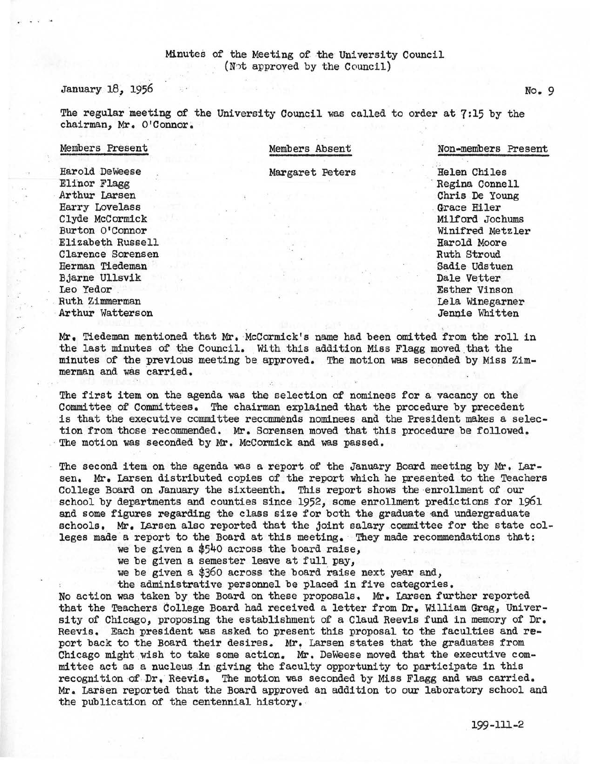Minutes of the Meeting of the University Council
(Not approved by the Council)

January 18, 1956 No. 9

The regular meeting of the University Council was called to order at 7:15 by the chairman, Mr. O'Connor.

| Members Present | Members Absent | Non-members Present |
|---|---|---|
| Harold DeWeese | Margaret Peters | Helen Chiles |
| Elinor Flagg | | Regina Connell |
| Arthur Larsen | | Chris De Young |
| Harry Lovelass | | Grace Hiler |
| Clyde McCormick | | Milford Jochums |
| Burton O'Connor | | Winifred Metzler |
| Elizabeth Russell | | Harold Moore |
| Clarence Sorensen | | Ruth Stroud |
| Herman Tiedeman | | Sadie Udstuen |
| Bjarne Ullsvik | | Dale Vetter |
| Leo Yedor | | Esther Vinson |
| Ruth Zimmerman | | Lela Winegarner |
| Arthur Watterson | | Jennie Whitten |

Mr. Tiedeman mentioned that Mr. McCormick's name had been omitted from the roll in the last minutes of the Council. With this addition Miss Flagg moved that the minutes of the previous meeting be approved. The motion was seconded by Miss Zimmerman and was carried.

The first item on the agenda was the selection of nominees for a vacancy on the Committee of Committees. The chairman explained that the procedure by precedent is that the executive committee recommends nominees and the President makes a selection from those recommended. Mr. Sorensen moved that this procedure be followed. The motion was seconded by Mr. McCormick and was passed.

The second item on the agenda was a report of the January Board meeting by Mr. Larsen. Mr. Larsen distributed copies of the report which he presented to the Teachers College Board on January the sixteenth. This report shows the enrollment of our school by departments and counties since 1952, some enrollment predictions for 1961 and some figures regarding the class size for both the graduate and undergraduate schools. Mr. Larsen also reported that the joint salary committee for the state colleges made a report to the Board at this meeting. They made recommendations that:

we be given a $540 across the board raise,
we be given a semester leave at full pay,
we be given a $360 across the board raise next year and,
the administrative personnel be placed in five categories.

No action was taken by the Board on these proposals. Mr. Larsen further reported that the Teachers College Board had received a letter from Dr. William Grag, University of Chicago, proposing the establishment of a Claud Reevis fund in memory of Dr. Reevis. Each president was asked to present this proposal to the faculties and report back to the Board their desires. Mr. Larsen states that the graduates from Chicago might wish to take some action. Mr. DeWeese moved that the executive committee act as a nucleus in giving the faculty opportunity to participate in this recognition of Dr. Reevis. The motion was seconded by Miss Flagg and was carried. Mr. Larsen reported that the Board approved an addition to our laboratory school and the publication of the centennial history.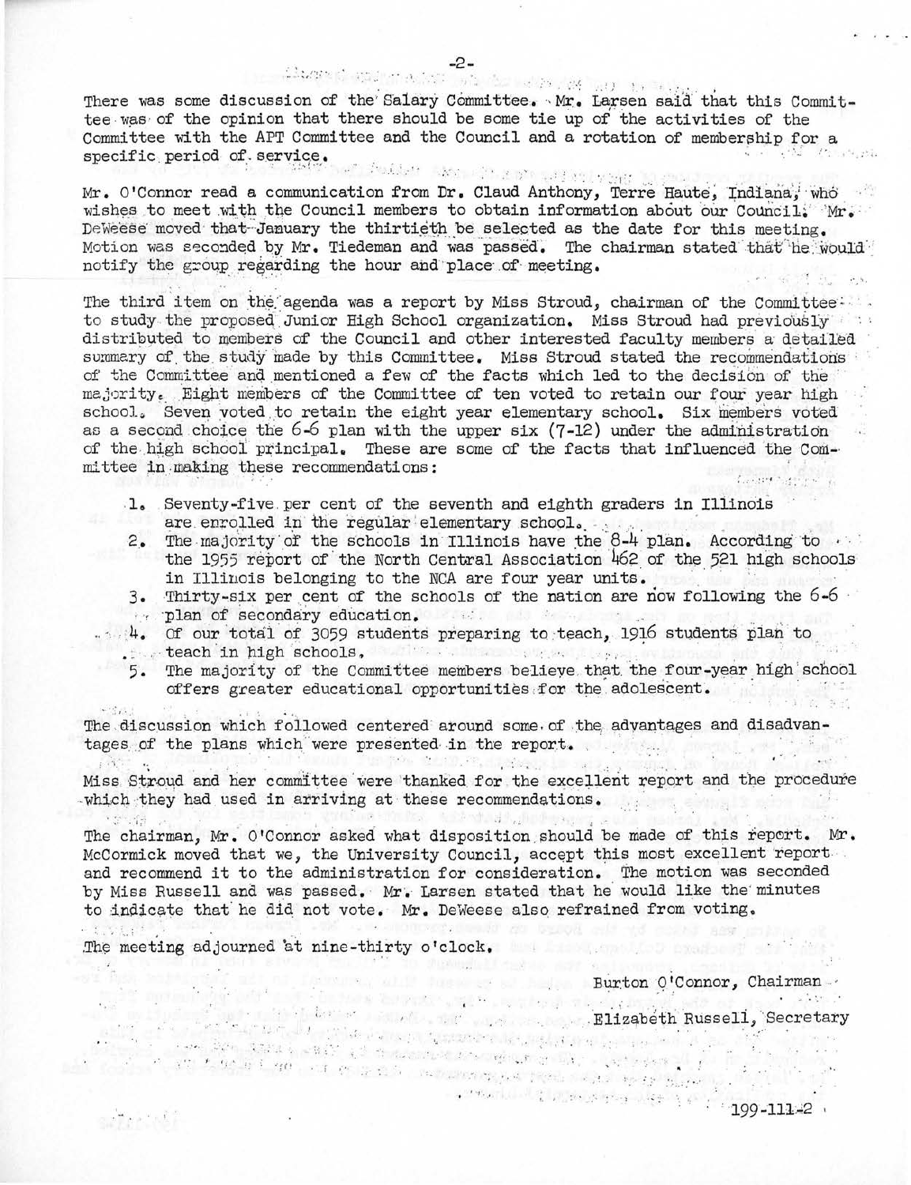There was some discussion of the Salary Committee. Mr. Larsen said that this Committee was of the opinion that there should be some tie up of the activities of the Committee with the APT Committee and the Council and a rotation of membership for a specific period of service.

Mr. O'Connor read a communication from Dr. Claud Anthony, Terre Haute, Indiana, who wishes to meet with the Council members to obtain information about our Council. Mr. DeWeese moved that January the thirtieth be selected as the date for this meeting. Motion was seconded by Mr. Tiedeman and was passed. The chairman stated that he would notify the group regarding the hour and place of meeting.

The third item on the agenda was a report by Miss Stroud, chairman of the Committee to study the proposed Junior High School organization. Miss Stroud had previously distributed to members of the Council and other interested faculty members a detailed summary of the study made by this Committee. Miss Stroud stated the recommendations of the Committee and mentioned a few of the facts which led to the decision of the majority. Eight members of the Committee of ten voted to retain our four year high school. Seven voted to retain the eight year elementary school. Six members voted as a second choice the 6-6 plan with the upper six (7-12) under the administration of the high school principal. These are some of the facts that influenced the Committee in making these recommendations:

1. Seventy-five per cent of the seventh and eighth graders in Illinois are enrolled in the regular elementary school.
2. The majority of the schools in Illinois have the 8-4 plan. According to the 1955 report of the North Central Association 462 of the 521 high schools in Illinois belonging to the NCA are four year units.
3. Thirty-six per cent of the schools of the nation are now following the 6-6 plan of secondary education.
4. Of our total of 3059 students preparing to teach, 1916 students plan to teach in high schools.
5. The majority of the Committee members believe that the four-year high school offers greater educational opportunities for the adolescent.

The discussion which followed centered around some of the advantages and disadvantages of the plans which were presented in the report.

Miss Stroud and her committee were thanked for the excellent report and the procedure which they had used in arriving at these recommendations.

The chairman, Mr. O'Connor asked what disposition should be made of this report. Mr. McCormick moved that we, the University Council, accept this most excellent report and recommend it to the administration for consideration. The motion was seconded by Miss Russell and was passed. Mr. Larsen stated that he would like the minutes to indicate that he did not vote. Mr. DeWeese also refrained from voting.

The meeting adjourned at nine-thirty o'clock.

Burton O'Connor, Chairman

Elizabeth Russell, Secretary

199-111-2